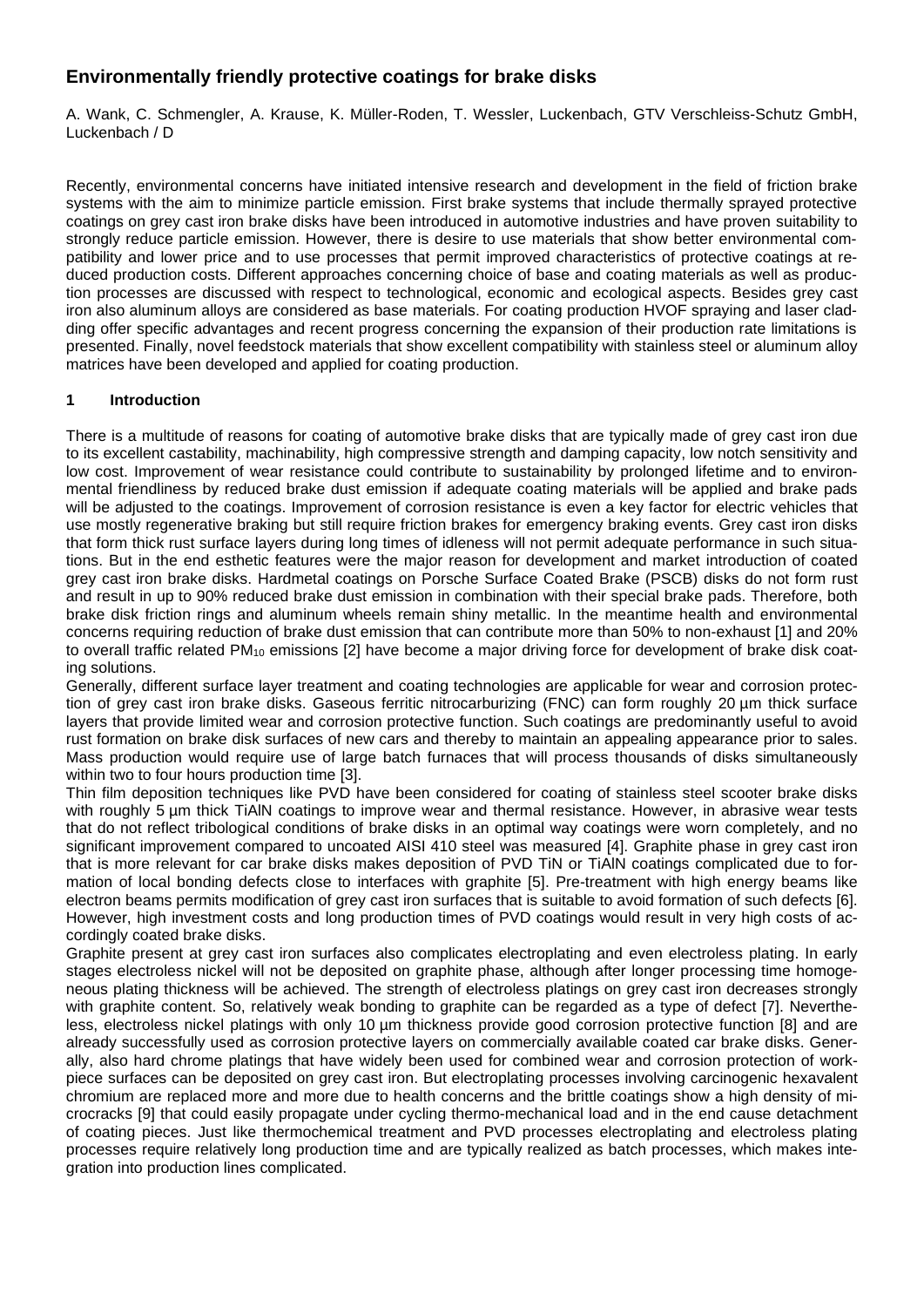# Environmentally friendly protective coatings for brake disks

A. Wank, C. Schmengler, A. Krause, K. Müller-Roden, T. Wessler, Luckenbach, GTV Verschleiss-Schutz GmbH, Luckenbach / D

Recently, environmental concerns have initiated intensive research and development in the field of friction brake systems with the aim to minimize particle emission. First brake systems that include thermally sprayed protective coatings on grey cast iron brake disks have been introduced in automotive industries and have proven suitability to strongly reduce particle emission. However, there is desire to use materials that show better environmental compatibility and lower price and to use processes that permit improved characteristics of protective coatings at reduced production costs. Different approaches concerning choice of base and coating materials as well as production processes are discussed with respect to technological, economic and ecological aspects. Besides grey cast iron also aluminum alloys are considered as base materials. For coating production HVOF spraying and laser cladding offer specific advantages and recent progress concerning the expansion of their production rate limitations is presented. Finally, novel feedstock materials that show excellent compatibility with stainless steel or aluminum alloy matrices have been developed and applied for coating production.

## 1 Introduction

There is a multitude of reasons for coating of automotive brake disks that are typically made of grey cast iron due to its excellent castability, machinability, high compressive strength and damping capacity, low notch sensitivity and low cost. Improvement of wear resistance could contribute to sustainability by prolonged lifetime and to environmental friendliness by reduced brake dust emission if adequate coating materials will be applied and brake pads will be adjusted to the coatings. Improvement of corrosion resistance is even a key factor for electric vehicles that use mostly regenerative braking but still require friction brakes for emergency braking events. Grey cast iron disks that form thick rust surface layers during long times of idleness will not permit adequate performance in such situations. But in the end esthetic features were the major reason for development and market introduction of coated grey cast iron brake disks. Hardmetal coatings on Porsche Surface Coated Brake (PSCB) disks do not form rust and result in up to 90% reduced brake dust emission in combination with their special brake pads. Therefore, both brake disk friction rings and aluminum wheels remain shiny metallic. In the meantime health and environmental concerns requiring reduction of brake dust emission that can contribute more than 50% to non-exhaust [1] and 20% to overall traffic related $PM_{10}$ emissions [2] have become a major driving force for development of brake disk coating solutions.

Generally, different surface layer treatment and coating technologies are applicable for wear and corrosion protection of grey cast iron brake disks. Gaseous ferritic nitrocarburizing (FNC) can form roughly 20 µm thick surface layers that provide limited wear and corrosion protective function. Such coatings are predominantly useful to avoid rust formation on brake disk surfaces of new cars and thereby to maintain an appealing appearance prior to sales. Mass production would require use of large batch furnaces that will process thousands of disks simultaneously within two to four hours production time [3].

Thin film deposition techniques like PVD have been considered for coating of stainless steel scooter brake disks with roughly 5 µm thick TiAlN coatings to improve wear and thermal resistance. However, in abrasive wear tests that do not reflect tribological conditions of brake disks in an optimal way coatings were worn completely, and no significant improvement compared to uncoated AISI 410 steel was measured [4]. Graphite phase in grey cast iron that is more relevant for car brake disks makes deposition of PVD TiN or TiAlN coatings complicated due to formation of local bonding defects close to interfaces with graphite [5]. Pre-treatment with high energy beams like electron beams permits modification of grey cast iron surfaces that is suitable to avoid formation of such defects [6]. However, high investment costs and long production times of PVD coatings would result in very high costs of accordingly coated brake disks.

Graphite present at grey cast iron surfaces also complicates electroplating and even electroless plating. In early stages electroless nickel will not be deposited on graphite phase, although after longer processing time homogeneous plating thickness will be achieved. The strength of electroless platings on grey cast iron decreases strongly with graphite content. So, relatively weak bonding to graphite can be regarded as a type of defect [7]. Nevertheless, electroless nickel platings with only 10 µm thickness provide good corrosion protective function [8] and are already successfully used as corrosion protective layers on commercially available coated car brake disks. Generally, also hard chrome platings that have widely been used for combined wear and corrosion protection of workpiece surfaces can be deposited on grey cast iron. But electroplating processes involving carcinogenic hexavalent chromium are replaced more and more due to health concerns and the brittle coatings show a high density of microcracks [9] that could easily propagate under cycling thermo-mechanical load and in the end cause detachment of coating pieces. Just like thermochemical treatment and PVD processes electroplating and electroless plating processes require relatively long production time and are typically realized as batch processes, which makes integration into production lines complicated.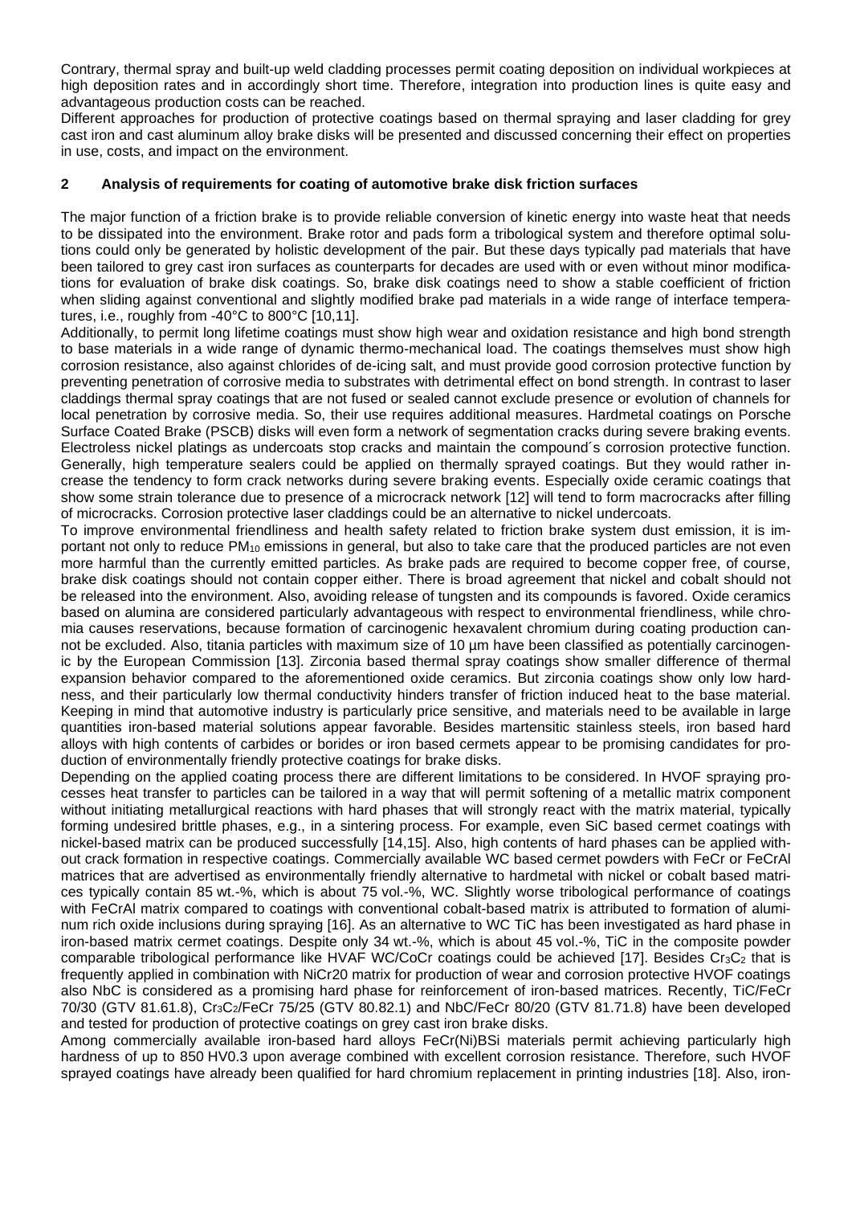Contrary, thermal spray and built-up weld cladding processes permit coating deposition on individual workpieces at high deposition rates and in accordingly short time. Therefore, integration into production lines is quite easy and advantageous production costs can be reached.

Different approaches for production of protective coatings based on thermal spraying and laser cladding for grey cast iron and cast aluminum alloy brake disks will be presented and discussed concerning their effect on properties in use, costs, and impact on the environment.

## 2 Analysis of requirements for coating of automotive brake disk friction surfaces

The major function of a friction brake is to provide reliable conversion of kinetic energy into waste heat that needs to be dissipated into the environment. Brake rotor and pads form a tribological system and therefore optimal solutions could only be generated by holistic development of the pair. But these days typically pad materials that have been tailored to grey cast iron surfaces as counterparts for decades are used with or even without minor modifications for evaluation of brake disk coatings. So, brake disk coatings need to show a stable coefficient of friction when sliding against conventional and slightly modified brake pad materials in a wide range of interface temperatures, i.e., roughly from -40°C to 800°C [10,11].

Additionally, to permit long lifetime coatings must show high wear and oxidation resistance and high bond strength to base materials in a wide range of dynamic thermo-mechanical load. The coatings themselves must show high corrosion resistance, also against chlorides of de-icing salt, and must provide good corrosion protective function by preventing penetration of corrosive media to substrates with detrimental effect on bond strength. In contrast to laser claddings thermal spray coatings that are not fused or sealed cannot exclude presence or evolution of channels for local penetration by corrosive media. So, their use requires additional measures. Hardmetal coatings on Porsche Surface Coated Brake (PSCB) disks will even form a network of segmentation cracks during severe braking events. Electroless nickel platings as undercoats stop cracks and maintain the compound´s corrosion protective function. Generally, high temperature sealers could be applied on thermally sprayed coatings. But they would rather increase the tendency to form crack networks during severe braking events. Especially oxide ceramic coatings that show some strain tolerance due to presence of a microcrack network [12] will tend to form macrocracks after filling of microcracks. Corrosion protective laser claddings could be an alternative to nickel undercoats.

To improve environmental friendliness and health safety related to friction brake system dust emission, it is important not only to reduce $PM_{10}$ emissions in general, but also to take care that the produced particles are not even more harmful than the currently emitted particles. As brake pads are required to become copper free, of course, brake disk coatings should not contain copper either. There is broad agreement that nickel and cobalt should not be released into the environment. Also, avoiding release of tungsten and its compounds is favored. Oxide ceramics based on alumina are considered particularly advantageous with respect to environmental friendliness, while chromia causes reservations, because formation of carcinogenic hexavalent chromium during coating production cannot be excluded. Also, titania particles with maximum size of 10 µm have been classified as potentially carcinogenic by the European Commission [13]. Zirconia based thermal spray coatings show smaller difference of thermal expansion behavior compared to the aforementioned oxide ceramics. But zirconia coatings show only low hardness, and their particularly low thermal conductivity hinders transfer of friction induced heat to the base material. Keeping in mind that automotive industry is particularly price sensitive, and materials need to be available in large quantities iron-based material solutions appear favorable. Besides martensitic stainless steels, iron based hard alloys with high contents of carbides or borides or iron based cermets appear to be promising candidates for production of environmentally friendly protective coatings for brake disks.

Depending on the applied coating process there are different limitations to be considered. In HVOF spraying processes heat transfer to particles can be tailored in a way that will permit softening of a metallic matrix component without initiating metallurgical reactions with hard phases that will strongly react with the matrix material, typically forming undesired brittle phases, e.g., in a sintering process. For example, even SiC based cermet coatings with nickel-based matrix can be produced successfully [14,15]. Also, high contents of hard phases can be applied without crack formation in respective coatings. Commercially available WC based cermet powders with FeCr or FeCrAl matrices that are advertised as environmentally friendly alternative to hardmetal with nickel or cobalt based matrices typically contain 85 wt.-%, which is about 75 vol.-%, WC. Slightly worse tribological performance of coatings with FeCrAl matrix compared to coatings with conventional cobalt-based matrix is attributed to formation of aluminum rich oxide inclusions during spraying [16]. As an alternative to WC TiC has been investigated as hard phase in iron-based matrix cermet coatings. Despite only 34 wt.-%, which is about 45 vol.-%, TiC in the composite powder comparable tribological performance like HVAF WC/CoCr coatings could be achieved [17]. Besides $Cr_3C_2$ that is frequently applied in combination with NiCr20 matrix for production of wear and corrosion protective HVOF coatings also NbC is considered as a promising hard phase for reinforcement of iron-based matrices. Recently, TiC/FeCr 70/30 (GTV 81.61.8), $Cr_3C_2$/FeCr 75/25 (GTV 80.82.1) and NbC/FeCr 80/20 (GTV 81.71.8) have been developed and tested for production of protective coatings on grey cast iron brake disks.

Among commercially available iron-based hard alloys FeCr(Ni)BSi materials permit achieving particularly high hardness of up to 850 HV0.3 upon average combined with excellent corrosion resistance. Therefore, such HVOF sprayed coatings have already been qualified for hard chromium replacement in printing industries [18]. Also, iron-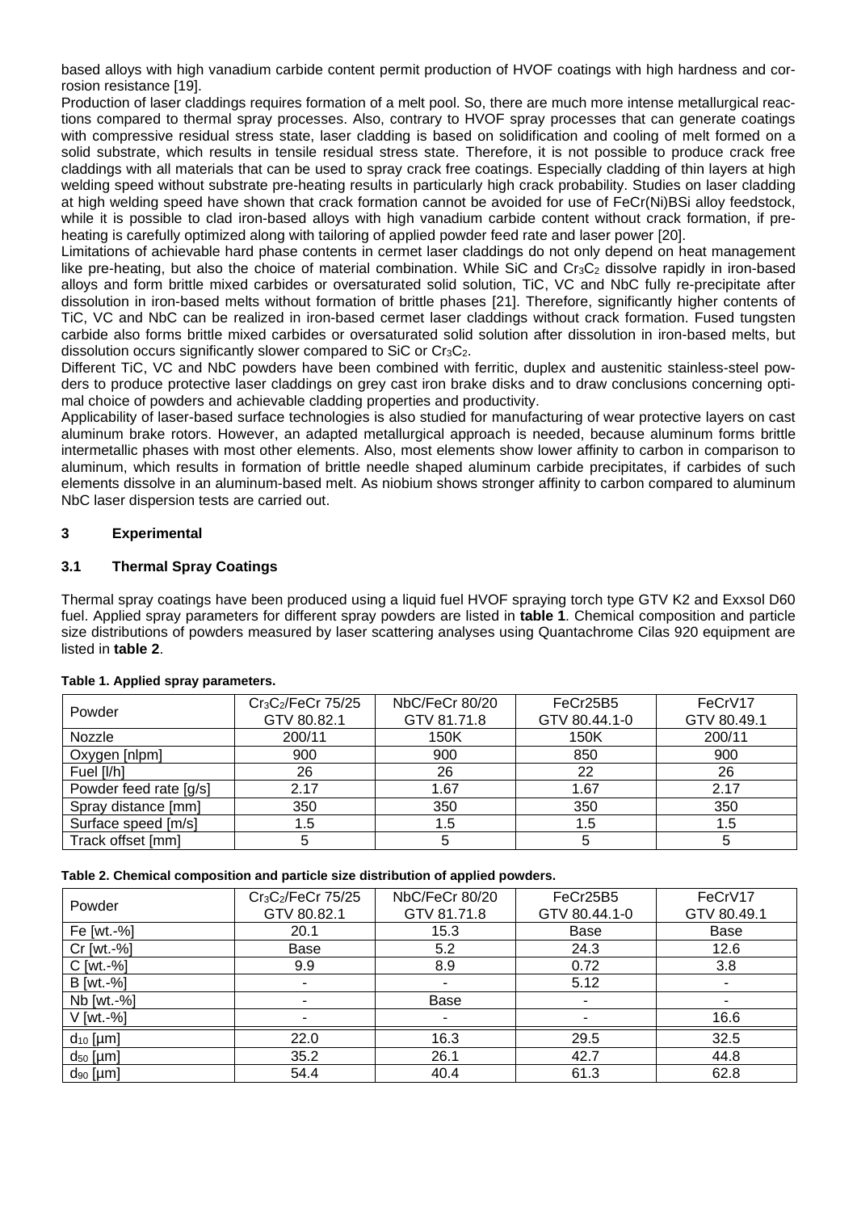based alloys with high vanadium carbide content permit production of HVOF coatings with high hardness and corrosion resistance [19].

Production of laser claddings requires formation of a melt pool. So, there are much more intense metallurgical reactions compared to thermal spray processes. Also, contrary to HVOF spray processes that can generate coatings with compressive residual stress state, laser cladding is based on solidification and cooling of melt formed on a solid substrate, which results in tensile residual stress state. Therefore, it is not possible to produce crack free claddings with all materials that can be used to spray crack free coatings. Especially cladding of thin layers at high welding speed without substrate pre-heating results in particularly high crack probability. Studies on laser cladding at high welding speed have shown that crack formation cannot be avoided for use of FeCr(Ni)BSi alloy feedstock, while it is possible to clad iron-based alloys with high vanadium carbide content without crack formation, if pre-heating is carefully optimized along with tailoring of applied powder feed rate and laser power [20].

Limitations of achievable hard phase contents in cermet laser claddings do not only depend on heat management like pre-heating, but also the choice of material combination. While SiC and $Cr_3C_2$ dissolve rapidly in iron-based alloys and form brittle mixed carbides or oversaturated solid solution, TiC, VC and NbC fully re-precipitate after dissolution in iron-based melts without formation of brittle phases [21]. Therefore, significantly higher contents of TiC, VC and NbC can be realized in iron-based cermet laser claddings without crack formation. Fused tungsten carbide also forms brittle mixed carbides or oversaturated solid solution after dissolution in iron-based melts, but dissolution occurs significantly slower compared to SiC or $Cr_3C_2$.

Different TiC, VC and NbC powders have been combined with ferritic, duplex and austenitic stainless-steel powders to produce protective laser claddings on grey cast iron brake disks and to draw conclusions concerning optimal choice of powders and achievable cladding properties and productivity.

Applicability of laser-based surface technologies is also studied for manufacturing of wear protective layers on cast aluminum brake rotors. However, an adapted metallurgical approach is needed, because aluminum forms brittle intermetallic phases with most other elements. Also, most elements show lower affinity to carbon in comparison to aluminum, which results in formation of brittle needle shaped aluminum carbide precipitates, if carbides of such elements dissolve in an aluminum-based melt. As niobium shows stronger affinity to carbon compared to aluminum NbC laser dispersion tests are carried out.

## 3 Experimental

### 3.1 Thermal Spray Coatings

Thermal spray coatings have been produced using a liquid fuel HVOF spraying torch type GTV K2 and Exxsol D60 fuel. Applied spray parameters for different spray powders are listed in **table 1**. Chemical composition and particle size distributions of powders measured by laser scattering analyses using Quantachrome Cilas 920 equipment are listed in **table 2**.

**Table 1. Applied spray parameters.**

| Powder | $Cr_3C_2$/FeCr 75/25 GTV 80.82.1 | NbC/FeCr 80/20 GTV 81.71.8 | FeCr25B5 GTV 80.44.1-0 | FeCrV17 GTV 80.49.1 |
|---|---|---|---|---|
| Nozzle | 200/11 | 150K | 150K | 200/11 |
| Oxygen [nlpm] | 900 | 900 | 850 | 900 |
| Fuel [l/h] | 26 | 26 | 22 | 26 |
| Powder feed rate [g/s] | 2.17 | 1.67 | 1.67 | 2.17 |
| Spray distance [mm] | 350 | 350 | 350 | 350 |
| Surface speed [m/s] | 1.5 | 1.5 | 1.5 | 1.5 |
| Track offset [mm] | 5 | 5 | 5 | 5 |

**Table 2. Chemical composition and particle size distribution of applied powders.**

| Powder | $Cr_3C_2$/FeCr 75/25 GTV 80.82.1 | NbC/FeCr 80/20 GTV 81.71.8 | FeCr25B5 GTV 80.44.1-0 | FeCrV17 GTV 80.49.1 |
|---|---|---|---|---|
| Fe [wt.-%] | 20.1 | 15.3 | Base | Base |
| Cr [wt.-%] | Base | 5.2 | 24.3 | 12.6 |
| C [wt.-%] | 9.9 | 8.9 | 0.72 | 3.8 |
| B [wt.-%] | - | - | 5.12 | - |
| Nb [wt.-%] | - | Base | - | - |
| V [wt.-%] | - | - | - | 16.6 |
| $d_{10}$ [µm] | 22.0 | 16.3 | 29.5 | 32.5 |
| $d_{50}$ [µm] | 35.2 | 26.1 | 42.7 | 44.8 |
| $d_{90}$ [µm] | 54.4 | 40.4 | 61.3 | 62.8 |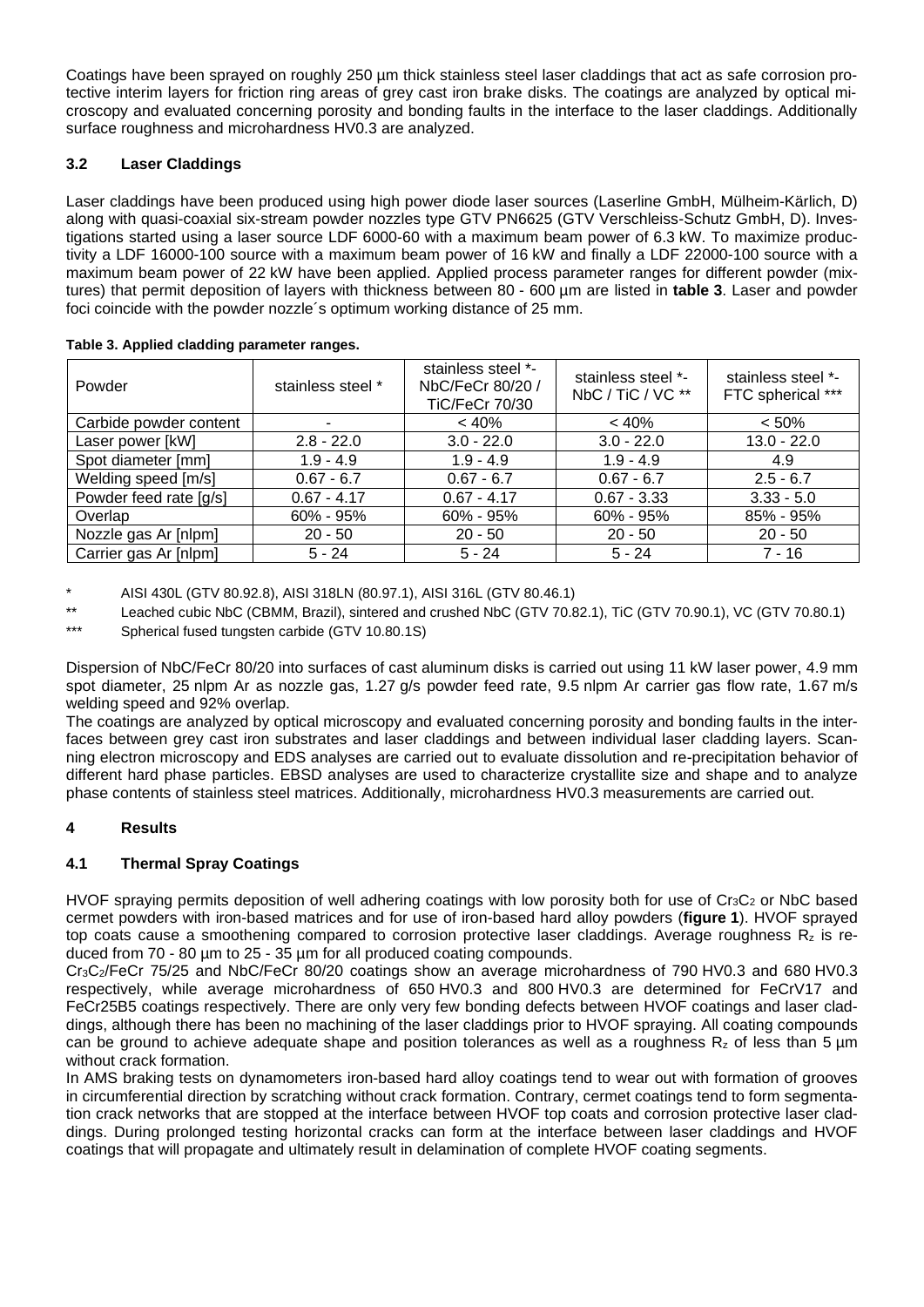Coatings have been sprayed on roughly 250 µm thick stainless steel laser claddings that act as safe corrosion protective interim layers for friction ring areas of grey cast iron brake disks. The coatings are analyzed by optical microscopy and evaluated concerning porosity and bonding faults in the interface to the laser claddings. Additionally surface roughness and microhardness HV0.3 are analyzed.

### 3.2 Laser Claddings

Laser claddings have been produced using high power diode laser sources (Laserline GmbH, Mülheim-Kärlich, D) along with quasi-coaxial six-stream powder nozzles type GTV PN6625 (GTV Verschleiss-Schutz GmbH, D). Investigations started using a laser source LDF 6000-60 with a maximum beam power of 6.3 kW. To maximize productivity a LDF 16000-100 source with a maximum beam power of 16 kW and finally a LDF 22000-100 source with a maximum beam power of 22 kW have been applied. Applied process parameter ranges for different powder (mixtures) that permit deposition of layers with thickness between 80 - 600 µm are listed in **table 3**. Laser and powder foci coincide with the powder nozzle´s optimum working distance of 25 mm.

**Table 3. Applied cladding parameter ranges.**

| Powder | stainless steel * | stainless steel *-NbC/FeCr 80/20 / TiC/FeCr 70/30 | stainless steel *-NbC / TiC / VC ** | stainless steel *-FTC spherical *** |
|---|---|---|---|---|
| Carbide powder content | - | < 40% | < 40% | < 50% |
| Laser power [kW] | 2.8 - 22.0 | 3.0 - 22.0 | 3.0 - 22.0 | 13.0 - 22.0 |
| Spot diameter [mm] | 1.9 - 4.9 | 1.9 - 4.9 | 1.9 - 4.9 | 4.9 |
| Welding speed [m/s] | 0.67 - 6.7 | 0.67 - 6.7 | 0.67 - 6.7 | 2.5 - 6.7 |
| Powder feed rate [g/s] | 0.67 - 4.17 | 0.67 - 4.17 | 0.67 - 3.33 | 3.33 - 5.0 |
| Overlap | 60% - 95% | 60% - 95% | 60% - 95% | 85% - 95% |
| Nozzle gas Ar [nlpm] | 20 - 50 | 20 - 50 | 20 - 50 | 20 - 50 |
| Carrier gas Ar [nlpm] | 5 - 24 | 5 - 24 | 5 - 24 | 7 - 16 |

\* AISI 430L (GTV 80.92.8), AISI 318LN (80.97.1), AISI 316L (GTV 80.46.1)

\** Leached cubic NbC (CBMM, Brazil), sintered and crushed NbC (GTV 70.82.1), TiC (GTV 70.90.1), VC (GTV 70.80.1)

\*** Spherical fused tungsten carbide (GTV 10.80.1S)

Dispersion of NbC/FeCr 80/20 into surfaces of cast aluminum disks is carried out using 11 kW laser power, 4.9 mm spot diameter, 25 nlpm Ar as nozzle gas, 1.27 g/s powder feed rate, 9.5 nlpm Ar carrier gas flow rate, 1.67 m/s welding speed and 92% overlap.

The coatings are analyzed by optical microscopy and evaluated concerning porosity and bonding faults in the interfaces between grey cast iron substrates and laser claddings and between individual laser cladding layers. Scanning electron microscopy and EDS analyses are carried out to evaluate dissolution and re-precipitation behavior of different hard phase particles. EBSD analyses are used to characterize crystallite size and shape and to analyze phase contents of stainless steel matrices. Additionally, microhardness HV0.3 measurements are carried out.

## 4 Results

### 4.1 Thermal Spray Coatings

HVOF spraying permits deposition of well adhering coatings with low porosity both for use of $Cr_3C_2$ or NbC based cermet powders with iron-based matrices and for use of iron-based hard alloy powders (**figure 1**). HVOF sprayed top coats cause a smoothening compared to corrosion protective laser claddings. Average roughness $R_z$ is reduced from 70 - 80 µm to 25 - 35 µm for all produced coating compounds.

$Cr_3C_2$/FeCr 75/25 and NbC/FeCr 80/20 coatings show an average microhardness of 790 HV0.3 and 680 HV0.3 respectively, while average microhardness of 650 HV0.3 and 800 HV0.3 are determined for FeCrV17 and FeCr25B5 coatings respectively. There are only very few bonding defects between HVOF coatings and laser claddings, although there has been no machining of the laser claddings prior to HVOF spraying. All coating compounds can be ground to achieve adequate shape and position tolerances as well as a roughness $R_z$ of less than 5 µm without crack formation.

In AMS braking tests on dynamometers iron-based hard alloy coatings tend to wear out with formation of grooves in circumferential direction by scratching without crack formation. Contrary, cermet coatings tend to form segmentation crack networks that are stopped at the interface between HVOF top coats and corrosion protective laser claddings. During prolonged testing horizontal cracks can form at the interface between laser claddings and HVOF coatings that will propagate and ultimately result in delamination of complete HVOF coating segments.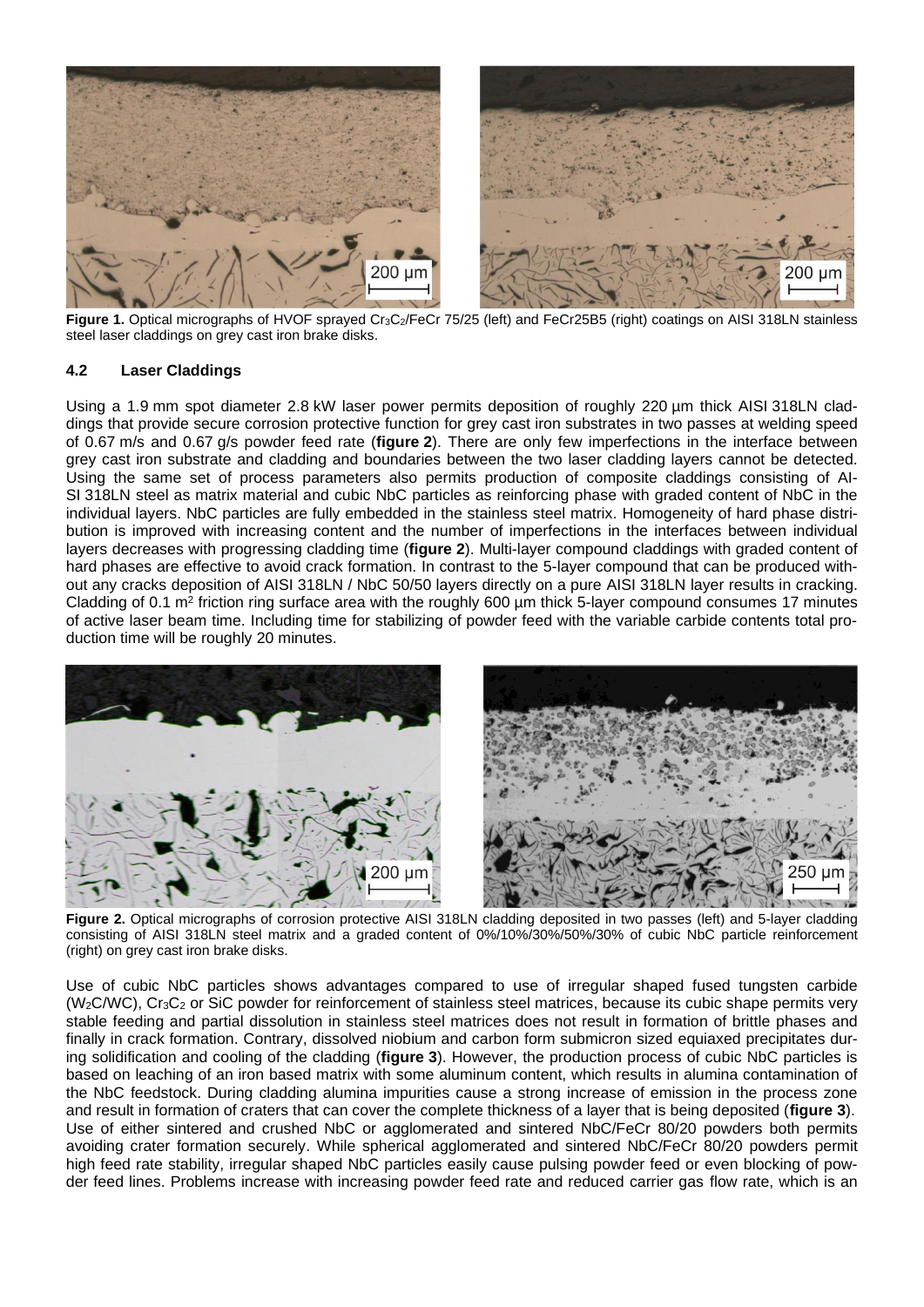**Figure 1.** Optical micrographs of HVOF sprayed $Cr_3C_2$/FeCr 75/25 (left) and FeCr25B5 (right) coatings on AISI 318LN stainless steel laser claddings on grey cast iron brake disks.

### 4.2 Laser Claddings

Using a 1.9 mm spot diameter 2.8 kW laser power permits deposition of roughly 220 µm thick AISI 318LN claddings that provide secure corrosion protective function for grey cast iron substrates in two passes at welding speed of 0.67 m/s and 0.67 g/s powder feed rate (**figure 2**). There are only few imperfections in the interface between grey cast iron substrate and cladding and boundaries between the two laser cladding layers cannot be detected. Using the same set of process parameters also permits production of composite claddings consisting of AISI 318LN steel as matrix material and cubic NbC particles as reinforcing phase with graded content of NbC in the individual layers. NbC particles are fully embedded in the stainless steel matrix. Homogeneity of hard phase distribution is improved with increasing content and the number of imperfections in the interfaces between individual layers decreases with progressing cladding time (**figure 2**). Multi-layer compound claddings with graded content of hard phases are effective to avoid crack formation. In contrast to the 5-layer compound that can be produced without any cracks deposition of AISI 318LN / NbC 50/50 layers directly on a pure AISI 318LN layer results in cracking. Cladding of 0.1 m² friction ring surface area with the roughly 600 µm thick 5-layer compound consumes 17 minutes of active laser beam time. Including time for stabilizing of powder feed with the variable carbide contents total production time will be roughly 20 minutes.

**Figure 2.** Optical micrographs of corrosion protective AISI 318LN cladding deposited in two passes (left) and 5-layer cladding consisting of AISI 318LN steel matrix and a graded content of 0%/10%/30%/50%/30% of cubic NbC particle reinforcement (right) on grey cast iron brake disks.

Use of cubic NbC particles shows advantages compared to use of irregular shaped fused tungsten carbide ($W_2C$/WC), $Cr_3C_2$ or SiC powder for reinforcement of stainless steel matrices, because its cubic shape permits very stable feeding and partial dissolution in stainless steel matrices does not result in formation of brittle phases and finally in crack formation. Contrary, dissolved niobium and carbon form submicron sized equiaxed precipitates during solidification and cooling of the cladding (**figure 3**). However, the production process of cubic NbC particles is based on leaching of an iron based matrix with some aluminum content, which results in alumina contamination of the NbC feedstock. During cladding alumina impurities cause a strong increase of emission in the process zone and result in formation of craters that can cover the complete thickness of a layer that is being deposited (**figure 3**). Use of either sintered and crushed NbC or agglomerated and sintered NbC/FeCr 80/20 powders both permits avoiding crater formation securely. While spherical agglomerated and sintered NbC/FeCr 80/20 powders permit high feed rate stability, irregular shaped NbC particles easily cause pulsing powder feed or even blocking of powder feed lines. Problems increase with increasing powder feed rate and reduced carrier gas flow rate, which is an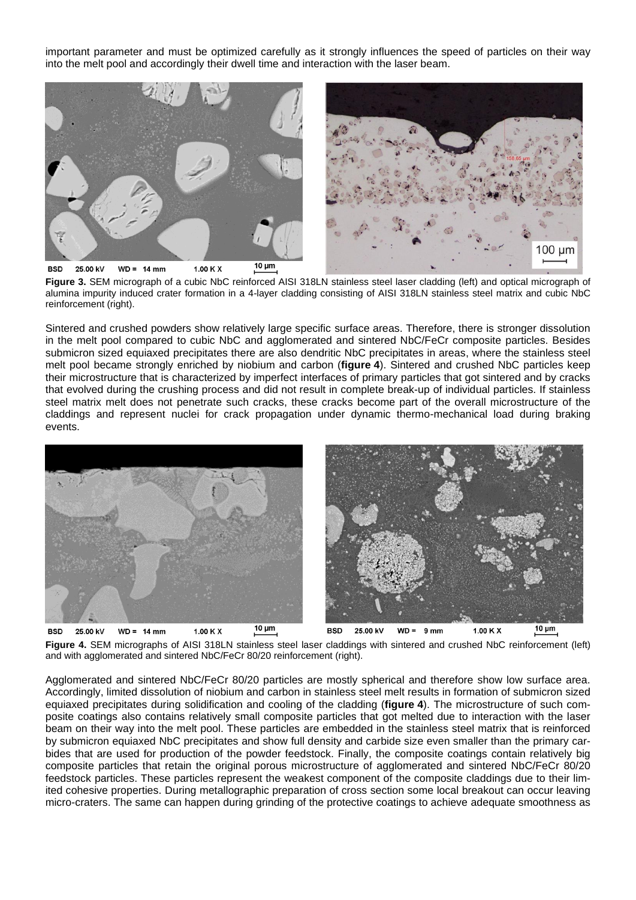important parameter and must be optimized carefully as it strongly influences the speed of particles on their way into the melt pool and accordingly their dwell time and interaction with the laser beam.

**Figure 3.** SEM micrograph of a cubic NbC reinforced AISI 318LN stainless steel laser cladding (left) and optical micrograph of alumina impurity induced crater formation in a 4-layer cladding consisting of AISI 318LN stainless steel matrix and cubic NbC reinforcement (right).

Sintered and crushed powders show relatively large specific surface areas. Therefore, there is stronger dissolution in the melt pool compared to cubic NbC and agglomerated and sintered NbC/FeCr composite particles. Besides submicron sized equiaxed precipitates there are also dendritic NbC precipitates in areas, where the stainless steel melt pool became strongly enriched by niobium and carbon (**figure 4**). Sintered and crushed NbC particles keep their microstructure that is characterized by imperfect interfaces of primary particles that got sintered and by cracks that evolved during the crushing process and did not result in complete break-up of individual particles. If stainless steel matrix melt does not penetrate such cracks, these cracks become part of the overall microstructure of the claddings and represent nuclei for crack propagation under dynamic thermo-mechanical load during braking events.

**Figure 4.** SEM micrographs of AISI 318LN stainless steel laser claddings with sintered and crushed NbC reinforcement (left) and with agglomerated and sintered NbC/FeCr 80/20 reinforcement (right).

Agglomerated and sintered NbC/FeCr 80/20 particles are mostly spherical and therefore show low surface area. Accordingly, limited dissolution of niobium and carbon in stainless steel melt results in formation of submicron sized equiaxed precipitates during solidification and cooling of the cladding (**figure 4**). The microstructure of such composite coatings also contains relatively small composite particles that got melted due to interaction with the laser beam on their way into the melt pool. These particles are embedded in the stainless steel matrix that is reinforced by submicron equiaxed NbC precipitates and show full density and carbide size even smaller than the primary carbides that are used for production of the powder feedstock. Finally, the composite coatings contain relatively big composite particles that retain the original porous microstructure of agglomerated and sintered NbC/FeCr 80/20 feedstock particles. These particles represent the weakest component of the composite claddings due to their limited cohesive properties. During metallographic preparation of cross section some local breakout can occur leaving micro-craters. The same can happen during grinding of the protective coatings to achieve adequate smoothness as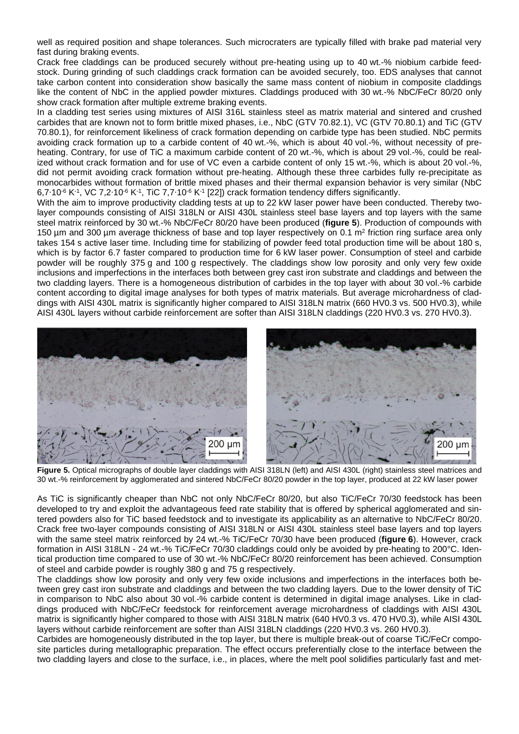well as required position and shape tolerances. Such microcraters are typically filled with brake pad material very fast during braking events.

Crack free claddings can be produced securely without pre-heating using up to 40 wt.-% niobium carbide feedstock. During grinding of such claddings crack formation can be avoided securely, too. EDS analyses that cannot take carbon content into consideration show basically the same mass content of niobium in composite claddings like the content of NbC in the applied powder mixtures. Claddings produced with 30 wt.-% NbC/FeCr 80/20 only show crack formation after multiple extreme braking events.

In a cladding test series using mixtures of AISI 316L stainless steel as matrix material and sintered and crushed carbides that are known not to form brittle mixed phases, i.e., NbC (GTV 70.82.1), VC (GTV 70.80.1) and TiC (GTV 70.80.1), for reinforcement likeliness of crack formation depending on carbide type has been studied. NbC permits avoiding crack formation up to a carbide content of 40 wt.-%, which is about 40 vol.-%, without necessity of pre-heating. Contrary, for use of TiC a maximum carbide content of 20 wt.-%, which is about 29 vol.-%, could be realized without crack formation and for use of VC even a carbide content of only 15 wt.-%, which is about 20 vol.-%, did not permit avoiding crack formation without pre-heating. Although these three carbides fully re-precipitate as monocarbides without formation of brittle mixed phases and their thermal expansion behavior is very similar (NbC $6{,}7\cdot10^{-6}$ $K^{-1}$, VC $7{,}2\cdot10^{-6}$ $K^{-1}$, TiC $7{,}7\cdot10^{-6}$ $K^{-1}$ [22]) crack formation tendency differs significantly.

With the aim to improve productivity cladding tests at up to 22 kW laser power have been conducted. Thereby two-layer compounds consisting of AISI 318LN or AISI 430L stainless steel base layers and top layers with the same steel matrix reinforced by 30 wt.-% NbC/FeCr 80/20 have been produced (**figure 5**). Production of compounds with 150 µm and 300 µm average thickness of base and top layer respectively on 0.1 $m^2$ friction ring surface area only takes 154 s active laser time. Including time for stabilizing of powder feed total production time will be about 180 s, which is by factor 6.7 faster compared to production time for 6 kW laser power. Consumption of steel and carbide powder will be roughly 375 g and 100 g respectively. The claddings show low porosity and only very few oxide inclusions and imperfections in the interfaces both between grey cast iron substrate and claddings and between the two cladding layers. There is a homogeneous distribution of carbides in the top layer with about 30 vol.-% carbide content according to digital image analyses for both types of matrix materials. But average microhardness of claddings with AISI 430L matrix is significantly higher compared to AISI 318LN matrix (660 HV0.3 vs. 500 HV0.3), while AISI 430L layers without carbide reinforcement are softer than AISI 318LN claddings (220 HV0.3 vs. 270 HV0.3).

**Figure 5.** Optical micrographs of double layer claddings with AISI 318LN (left) and AISI 430L (right) stainless steel matrices and 30 wt.-% reinforcement by agglomerated and sintered NbC/FeCr 80/20 powder in the top layer, produced at 22 kW laser power

As TiC is significantly cheaper than NbC not only NbC/FeCr 80/20, but also TiC/FeCr 70/30 feedstock has been developed to try and exploit the advantageous feed rate stability that is offered by spherical agglomerated and sintered powders also for TiC based feedstock and to investigate its applicability as an alternative to NbC/FeCr 80/20. Crack free two-layer compounds consisting of AISI 318LN or AISI 430L stainless steel base layers and top layers with the same steel matrix reinforced by 24 wt.-% TiC/FeCr 70/30 have been produced (**figure 6**). However, crack formation in AISI 318LN - 24 wt.-% TiC/FeCr 70/30 claddings could only be avoided by pre-heating to 200°C. Identical production time compared to use of 30 wt.-% NbC/FeCr 80/20 reinforcement has been achieved. Consumption of steel and carbide powder is roughly 380 g and 75 g respectively.

The claddings show low porosity and only very few oxide inclusions and imperfections in the interfaces both between grey cast iron substrate and claddings and between the two cladding layers. Due to the lower density of TiC in comparison to NbC also about 30 vol.-% carbide content is determined in digital image analyses. Like in claddings produced with NbC/FeCr feedstock for reinforcement average microhardness of claddings with AISI 430L matrix is significantly higher compared to those with AISI 318LN matrix (640 HV0.3 vs. 470 HV0.3), while AISI 430L layers without carbide reinforcement are softer than AISI 318LN claddings (220 HV0.3 vs. 260 HV0.3).

Carbides are homogeneously distributed in the top layer, but there is multiple break-out of coarse TiC/FeCr composite particles during metallographic preparation. The effect occurs preferentially close to the interface between the two cladding layers and close to the surface, i.e., in places, where the melt pool solidifies particularly fast and met-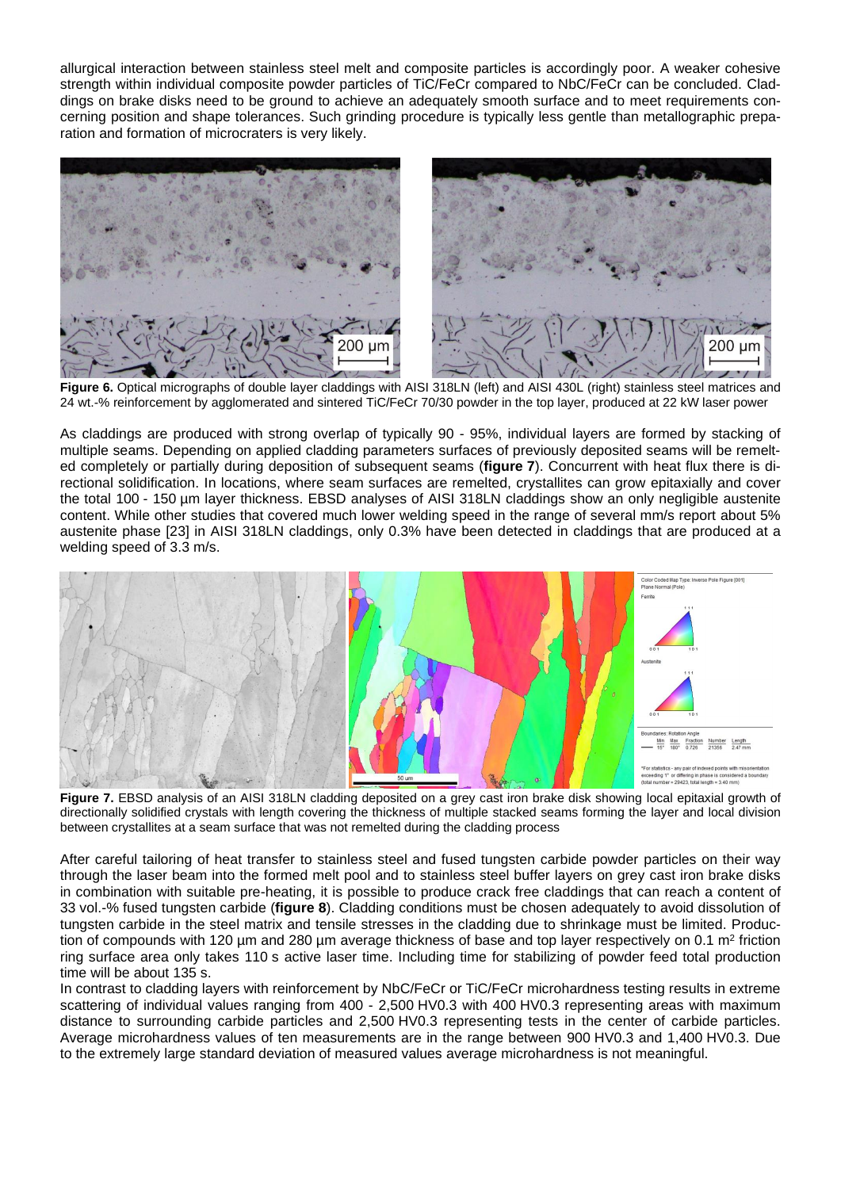allurgical interaction between stainless steel melt and composite particles is accordingly poor. A weaker cohesive strength within individual composite powder particles of TiC/FeCr compared to NbC/FeCr can be concluded. Claddings on brake disks need to be ground to achieve an adequately smooth surface and to meet requirements concerning position and shape tolerances. Such grinding procedure is typically less gentle than metallographic preparation and formation of microcraters is very likely.

**Figure 6.** Optical micrographs of double layer claddings with AISI 318LN (left) and AISI 430L (right) stainless steel matrices and 24 wt.-% reinforcement by agglomerated and sintered TiC/FeCr 70/30 powder in the top layer, produced at 22 kW laser power

As claddings are produced with strong overlap of typically 90 - 95%, individual layers are formed by stacking of multiple seams. Depending on applied cladding parameters surfaces of previously deposited seams will be remelted completely or partially during deposition of subsequent seams (**figure 7**). Concurrent with heat flux there is directional solidification. In locations, where seam surfaces are remelted, crystallites can grow epitaxially and cover the total 100 - 150 µm layer thickness. EBSD analyses of AISI 318LN claddings show an only negligible austenite content. While other studies that covered much lower welding speed in the range of several mm/s report about 5% austenite phase [23] in AISI 318LN claddings, only 0.3% have been detected in claddings that are produced at a welding speed of 3.3 m/s.

**Figure 7.** EBSD analysis of an AISI 318LN cladding deposited on a grey cast iron brake disk showing local epitaxial growth of directionally solidified crystals with length covering the thickness of multiple stacked seams forming the layer and local division between crystallites at a seam surface that was not remelted during the cladding process

After careful tailoring of heat transfer to stainless steel and fused tungsten carbide powder particles on their way through the laser beam into the formed melt pool and to stainless steel buffer layers on grey cast iron brake disks in combination with suitable pre-heating, it is possible to produce crack free claddings that can reach a content of 33 vol.-% fused tungsten carbide (**figure 8**). Cladding conditions must be chosen adequately to avoid dissolution of tungsten carbide in the steel matrix and tensile stresses in the cladding due to shrinkage must be limited. Production of compounds with 120 µm and 280 µm average thickness of base and top layer respectively on 0.1 $m^2$ friction ring surface area only takes 110 s active laser time. Including time for stabilizing of powder feed total production time will be about 135 s.

In contrast to cladding layers with reinforcement by NbC/FeCr or TiC/FeCr microhardness testing results in extreme scattering of individual values ranging from 400 - 2,500 HV0.3 with 400 HV0.3 representing areas with maximum distance to surrounding carbide particles and 2,500 HV0.3 representing tests in the center of carbide particles. Average microhardness values of ten measurements are in the range between 900 HV0.3 and 1,400 HV0.3. Due to the extremely large standard deviation of measured values average microhardness is not meaningful.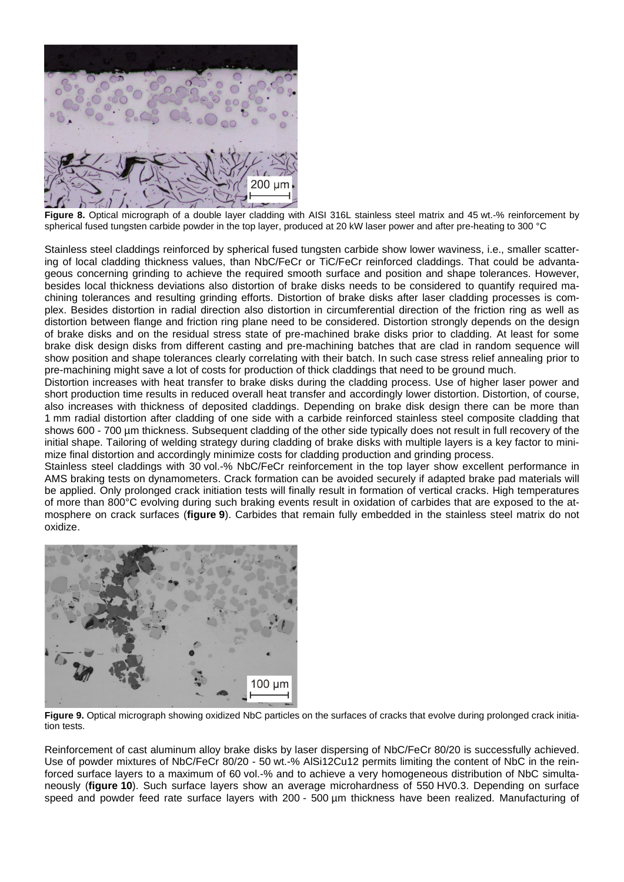**Figure 8.** Optical micrograph of a double layer cladding with AISI 316L stainless steel matrix and 45 wt.-% reinforcement by spherical fused tungsten carbide powder in the top layer, produced at 20 kW laser power and after pre-heating to 300 °C

Stainless steel claddings reinforced by spherical fused tungsten carbide show lower waviness, i.e., smaller scattering of local cladding thickness values, than NbC/FeCr or TiC/FeCr reinforced claddings. That could be advantageous concerning grinding to achieve the required smooth surface and position and shape tolerances. However, besides local thickness deviations also distortion of brake disks needs to be considered to quantify required machining tolerances and resulting grinding efforts. Distortion of brake disks after laser cladding processes is complex. Besides distortion in radial direction also distortion in circumferential direction of the friction ring as well as distortion between flange and friction ring plane need to be considered. Distortion strongly depends on the design of brake disks and on the residual stress state of pre-machined brake disks prior to cladding. At least for some brake disk design disks from different casting and pre-machining batches that are clad in random sequence will show position and shape tolerances clearly correlating with their batch. In such case stress relief annealing prior to pre-machining might save a lot of costs for production of thick claddings that need to be ground much.

Distortion increases with heat transfer to brake disks during the cladding process. Use of higher laser power and short production time results in reduced overall heat transfer and accordingly lower distortion. Distortion, of course, also increases with thickness of deposited claddings. Depending on brake disk design there can be more than 1 mm radial distortion after cladding of one side with a carbide reinforced stainless steel composite cladding that shows 600 - 700 µm thickness. Subsequent cladding of the other side typically does not result in full recovery of the initial shape. Tailoring of welding strategy during cladding of brake disks with multiple layers is a key factor to minimize final distortion and accordingly minimize costs for cladding production and grinding process.

Stainless steel claddings with 30 vol.-% NbC/FeCr reinforcement in the top layer show excellent performance in AMS braking tests on dynamometers. Crack formation can be avoided securely if adapted brake pad materials will be applied. Only prolonged crack initiation tests will finally result in formation of vertical cracks. High temperatures of more than 800°C evolving during such braking events result in oxidation of carbides that are exposed to the atmosphere on crack surfaces (**figure 9**). Carbides that remain fully embedded in the stainless steel matrix do not oxidize.

**Figure 9.** Optical micrograph showing oxidized NbC particles on the surfaces of cracks that evolve during prolonged crack initiation tests.

Reinforcement of cast aluminum alloy brake disks by laser dispersing of NbC/FeCr 80/20 is successfully achieved. Use of powder mixtures of NbC/FeCr 80/20 - 50 wt.-% AlSi12Cu12 permits limiting the content of NbC in the reinforced surface layers to a maximum of 60 vol.-% and to achieve a very homogeneous distribution of NbC simultaneously (**figure 10**). Such surface layers show an average microhardness of 550 HV0.3. Depending on surface speed and powder feed rate surface layers with 200 - 500 µm thickness have been realized. Manufacturing of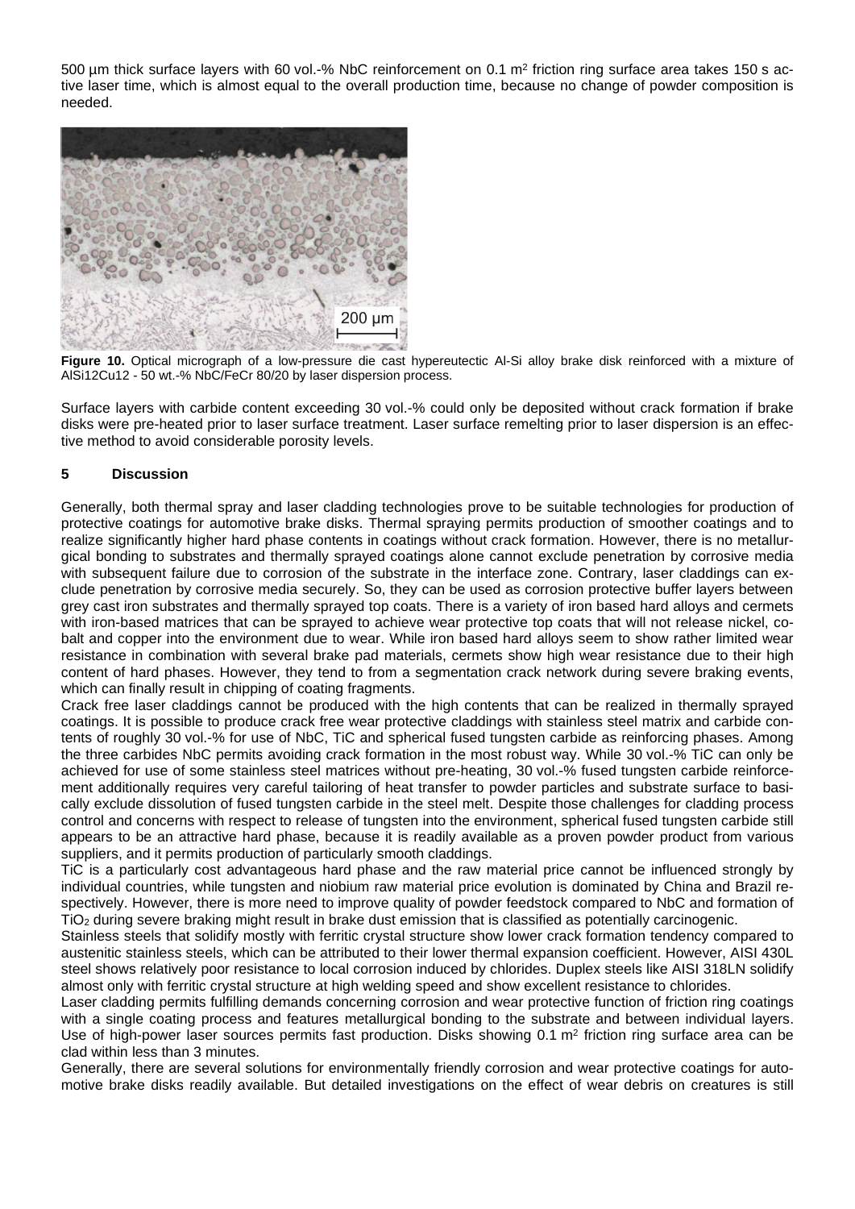500 µm thick surface layers with 60 vol.-% NbC reinforcement on 0.1 $m^2$ friction ring surface area takes 150 s active laser time, which is almost equal to the overall production time, because no change of powder composition is needed.

**Figure 10.** Optical micrograph of a low-pressure die cast hypereutectic Al-Si alloy brake disk reinforced with a mixture of AlSi12Cu12 - 50 wt.-% NbC/FeCr 80/20 by laser dispersion process.

Surface layers with carbide content exceeding 30 vol.-% could only be deposited without crack formation if brake disks were pre-heated prior to laser surface treatment. Laser surface remelting prior to laser dispersion is an effective method to avoid considerable porosity levels.

## 5 Discussion

Generally, both thermal spray and laser cladding technologies prove to be suitable technologies for production of protective coatings for automotive brake disks. Thermal spraying permits production of smoother coatings and to realize significantly higher hard phase contents in coatings without crack formation. However, there is no metallurgical bonding to substrates and thermally sprayed coatings alone cannot exclude penetration by corrosive media with subsequent failure due to corrosion of the substrate in the interface zone. Contrary, laser claddings can exclude penetration by corrosive media securely. So, they can be used as corrosion protective buffer layers between grey cast iron substrates and thermally sprayed top coats. There is a variety of iron based hard alloys and cermets with iron-based matrices that can be sprayed to achieve wear protective top coats that will not release nickel, cobalt and copper into the environment due to wear. While iron based hard alloys seem to show rather limited wear resistance in combination with several brake pad materials, cermets show high wear resistance due to their high content of hard phases. However, they tend to from a segmentation crack network during severe braking events, which can finally result in chipping of coating fragments.

Crack free laser claddings cannot be produced with the high contents that can be realized in thermally sprayed coatings. It is possible to produce crack free wear protective claddings with stainless steel matrix and carbide contents of roughly 30 vol.-% for use of NbC, TiC and spherical fused tungsten carbide as reinforcing phases. Among the three carbides NbC permits avoiding crack formation in the most robust way. While 30 vol.-% TiC can only be achieved for use of some stainless steel matrices without pre-heating, 30 vol.-% fused tungsten carbide reinforcement additionally requires very careful tailoring of heat transfer to powder particles and substrate surface to basically exclude dissolution of fused tungsten carbide in the steel melt. Despite those challenges for cladding process control and concerns with respect to release of tungsten into the environment, spherical fused tungsten carbide still appears to be an attractive hard phase, because it is readily available as a proven powder product from various suppliers, and it permits production of particularly smooth claddings.

TiC is a particularly cost advantageous hard phase and the raw material price cannot be influenced strongly by individual countries, while tungsten and niobium raw material price evolution is dominated by China and Brazil respectively. However, there is more need to improve quality of powder feedstock compared to NbC and formation of $TiO_2$ during severe braking might result in brake dust emission that is classified as potentially carcinogenic.

Stainless steels that solidify mostly with ferritic crystal structure show lower crack formation tendency compared to austenitic stainless steels, which can be attributed to their lower thermal expansion coefficient. However, AISI 430L steel shows relatively poor resistance to local corrosion induced by chlorides. Duplex steels like AISI 318LN solidify almost only with ferritic crystal structure at high welding speed and show excellent resistance to chlorides.

Laser cladding permits fulfilling demands concerning corrosion and wear protective function of friction ring coatings with a single coating process and features metallurgical bonding to the substrate and between individual layers. Use of high-power laser sources permits fast production. Disks showing 0.1 $m^2$ friction ring surface area can be clad within less than 3 minutes.

Generally, there are several solutions for environmentally friendly corrosion and wear protective coatings for automotive brake disks readily available. But detailed investigations on the effect of wear debris on creatures is still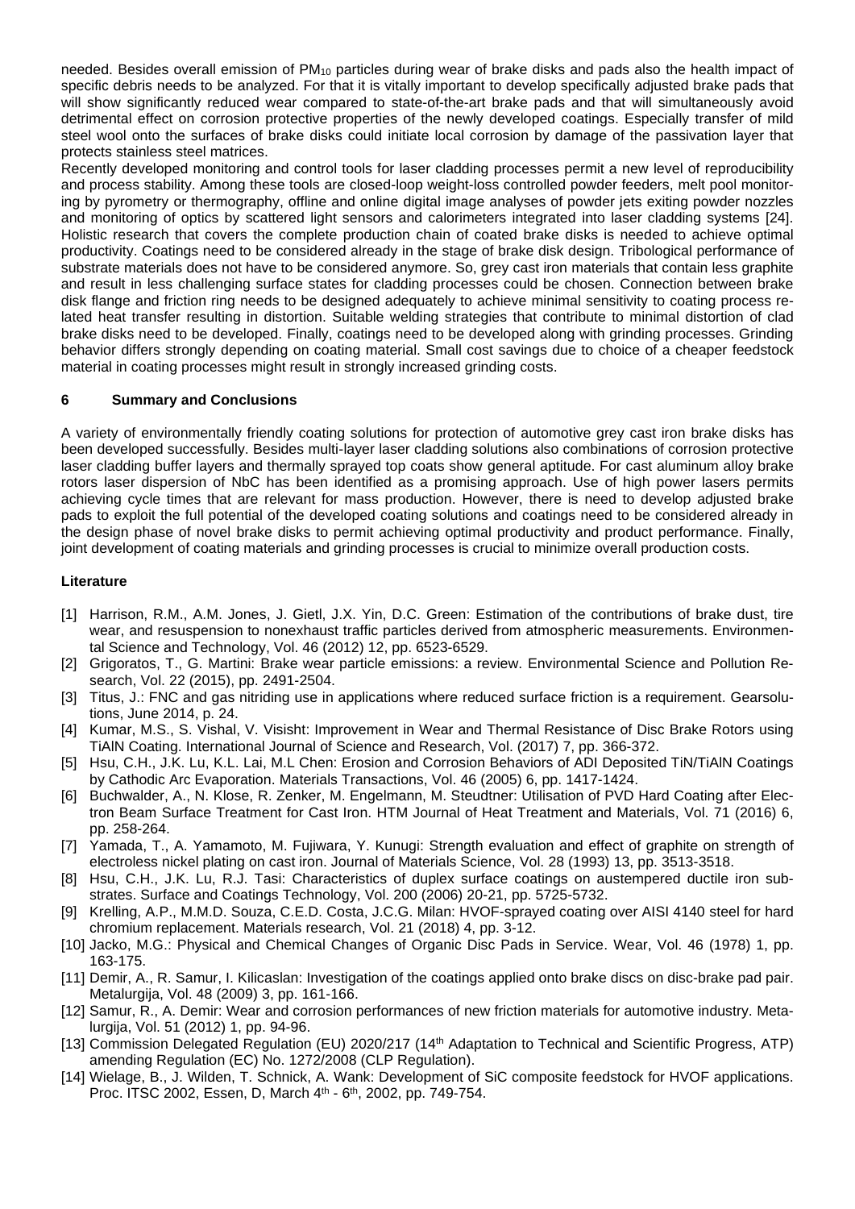needed. Besides overall emission of $PM_{10}$ particles during wear of brake disks and pads also the health impact of specific debris needs to be analyzed. For that it is vitally important to develop specifically adjusted brake pads that will show significantly reduced wear compared to state-of-the-art brake pads and that will simultaneously avoid detrimental effect on corrosion protective properties of the newly developed coatings. Especially transfer of mild steel wool onto the surfaces of brake disks could initiate local corrosion by damage of the passivation layer that protects stainless steel matrices.

Recently developed monitoring and control tools for laser cladding processes permit a new level of reproducibility and process stability. Among these tools are closed-loop weight-loss controlled powder feeders, melt pool monitoring by pyrometry or thermography, offline and online digital image analyses of powder jets exiting powder nozzles and monitoring of optics by scattered light sensors and calorimeters integrated into laser cladding systems [24]. Holistic research that covers the complete production chain of coated brake disks is needed to achieve optimal productivity. Coatings need to be considered already in the stage of brake disk design. Tribological performance of substrate materials does not have to be considered anymore. So, grey cast iron materials that contain less graphite and result in less challenging surface states for cladding processes could be chosen. Connection between brake disk flange and friction ring needs to be designed adequately to achieve minimal sensitivity to coating process related heat transfer resulting in distortion. Suitable welding strategies that contribute to minimal distortion of clad brake disks need to be developed. Finally, coatings need to be developed along with grinding processes. Grinding behavior differs strongly depending on coating material. Small cost savings due to choice of a cheaper feedstock material in coating processes might result in strongly increased grinding costs.

## 6 Summary and Conclusions

A variety of environmentally friendly coating solutions for protection of automotive grey cast iron brake disks has been developed successfully. Besides multi-layer laser cladding solutions also combinations of corrosion protective laser cladding buffer layers and thermally sprayed top coats show general aptitude. For cast aluminum alloy brake rotors laser dispersion of NbC has been identified as a promising approach. Use of high power lasers permits achieving cycle times that are relevant for mass production. However, there is need to develop adjusted brake pads to exploit the full potential of the developed coating solutions and coatings need to be considered already in the design phase of novel brake disks to permit achieving optimal productivity and product performance. Finally, joint development of coating materials and grinding processes is crucial to minimize overall production costs.

## Literature

- [1] Harrison, R.M., A.M. Jones, J. Gietl, J.X. Yin, D.C. Green: Estimation of the contributions of brake dust, tire wear, and resuspension to nonexhaust traffic particles derived from atmospheric measurements. Environmental Science and Technology, Vol. 46 (2012) 12, pp. 6523-6529.
- [2] Grigoratos, T., G. Martini: Brake wear particle emissions: a review. Environmental Science and Pollution Research, Vol. 22 (2015), pp. 2491-2504.
- [3] Titus, J.: FNC and gas nitriding use in applications where reduced surface friction is a requirement. Gearsolutions, June 2014, p. 24.
- [4] Kumar, M.S., S. Vishal, V. Visisht: Improvement in Wear and Thermal Resistance of Disc Brake Rotors using TiAlN Coating. International Journal of Science and Research, Vol. (2017) 7, pp. 366-372.
- [5] Hsu, C.H., J.K. Lu, K.L. Lai, M.L Chen: Erosion and Corrosion Behaviors of ADI Deposited TiN/TiAlN Coatings by Cathodic Arc Evaporation. Materials Transactions, Vol. 46 (2005) 6, pp. 1417-1424.
- [6] Buchwalder, A., N. Klose, R. Zenker, M. Engelmann, M. Steudtner: Utilisation of PVD Hard Coating after Electron Beam Surface Treatment for Cast Iron. HTM Journal of Heat Treatment and Materials, Vol. 71 (2016) 6, pp. 258-264.
- [7] Yamada, T., A. Yamamoto, M. Fujiwara, Y. Kunugi: Strength evaluation and effect of graphite on strength of electroless nickel plating on cast iron. Journal of Materials Science, Vol. 28 (1993) 13, pp. 3513-3518.
- [8] Hsu, C.H., J.K. Lu, R.J. Tasi: Characteristics of duplex surface coatings on austempered ductile iron substrates. Surface and Coatings Technology, Vol. 200 (2006) 20-21, pp. 5725-5732.
- [9] Krelling, A.P., M.M.D. Souza, C.E.D. Costa, J.C.G. Milan: HVOF-sprayed coating over AISI 4140 steel for hard chromium replacement. Materials research, Vol. 21 (2018) 4, pp. 3-12.
- [10] Jacko, M.G.: Physical and Chemical Changes of Organic Disc Pads in Service. Wear, Vol. 46 (1978) 1, pp. 163-175.
- [11] Demir, A., R. Samur, I. Kilicaslan: Investigation of the coatings applied onto brake discs on disc-brake pad pair. Metalurgija, Vol. 48 (2009) 3, pp. 161-166.
- [12] Samur, R., A. Demir: Wear and corrosion performances of new friction materials for automotive industry. Metalurgija, Vol. 51 (2012) 1, pp. 94-96.
- [13] Commission Delegated Regulation (EU) 2020/217 (14th Adaptation to Technical and Scientific Progress, ATP) amending Regulation (EC) No. 1272/2008 (CLP Regulation).
- [14] Wielage, B., J. Wilden, T. Schnick, A. Wank: Development of SiC composite feedstock for HVOF applications. Proc. ITSC 2002, Essen, D, March 4th - 6th, 2002, pp. 749-754.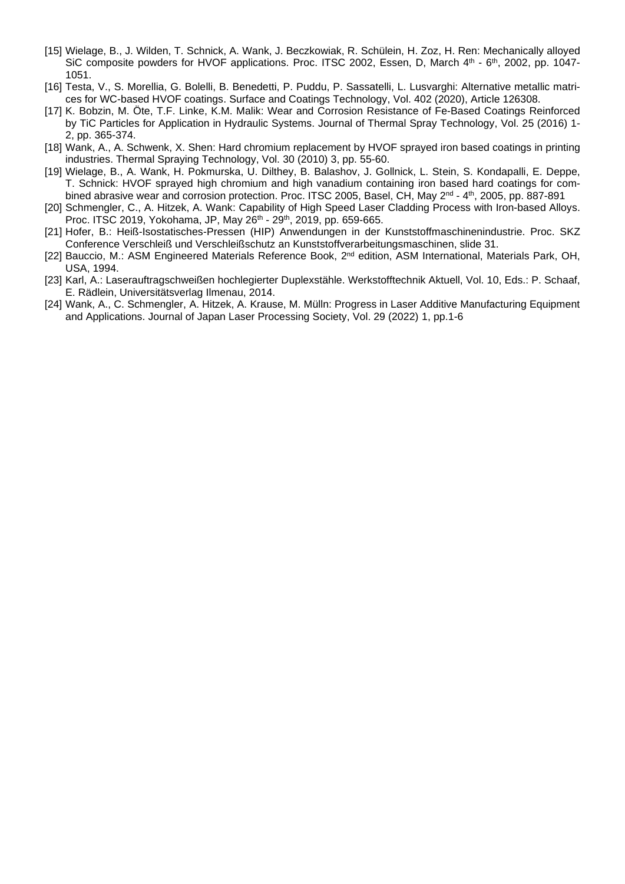[15] Wielage, B., J. Wilden, T. Schnick, A. Wank, J. Beczkowiak, R. Schülein, H. Zoz, H. Ren: Mechanically alloyed SiC composite powders for HVOF applications. Proc. ITSC 2002, Essen, D, March 4th - 6th, 2002, pp. 1047-1051.

[16] Testa, V., S. Morellia, G. Bolelli, B. Benedetti, P. Puddu, P. Sassatelli, L. Lusvarghi: Alternative metallic matrices for WC-based HVOF coatings. Surface and Coatings Technology, Vol. 402 (2020), Article 126308.

[17] K. Bobzin, M. Öte, T.F. Linke, K.M. Malik: Wear and Corrosion Resistance of Fe-Based Coatings Reinforced by TiC Particles for Application in Hydraulic Systems. Journal of Thermal Spray Technology, Vol. 25 (2016) 1-2, pp. 365-374.

[18] Wank, A., A. Schwenk, X. Shen: Hard chromium replacement by HVOF sprayed iron based coatings in printing industries. Thermal Spraying Technology, Vol. 30 (2010) 3, pp. 55-60.

[19] Wielage, B., A. Wank, H. Pokmurska, U. Dilthey, B. Balashov, J. Gollnick, L. Stein, S. Kondapalli, E. Deppe, T. Schnick: HVOF sprayed high chromium and high vanadium containing iron based hard coatings for combined abrasive wear and corrosion protection. Proc. ITSC 2005, Basel, CH, May 2nd - 4th, 2005, pp. 887-891

[20] Schmengler, C., A. Hitzek, A. Wank: Capability of High Speed Laser Cladding Process with Iron-based Alloys. Proc. ITSC 2019, Yokohama, JP, May 26th - 29th, 2019, pp. 659-665.

[21] Hofer, B.: Heiß-Isostatisches-Pressen (HIP) Anwendungen in der Kunststoffmaschinenindustrie. Proc. SKZ Conference Verschleiß und Verschleißschutz an Kunststoffverarbeitungsmaschinen, slide 31.

[22] Bauccio, M.: ASM Engineered Materials Reference Book, 2nd edition, ASM International, Materials Park, OH, USA, 1994.

[23] Karl, A.: Laserauftragschweißen hochlegierter Duplexstähle. Werkstofftechnik Aktuell, Vol. 10, Eds.: P. Schaaf, E. Rädlein, Universitätsverlag Ilmenau, 2014.

[24] Wank, A., C. Schmengler, A. Hitzek, A. Krause, M. Mülln: Progress in Laser Additive Manufacturing Equipment and Applications. Journal of Japan Laser Processing Society, Vol. 29 (2022) 1, pp.1-6